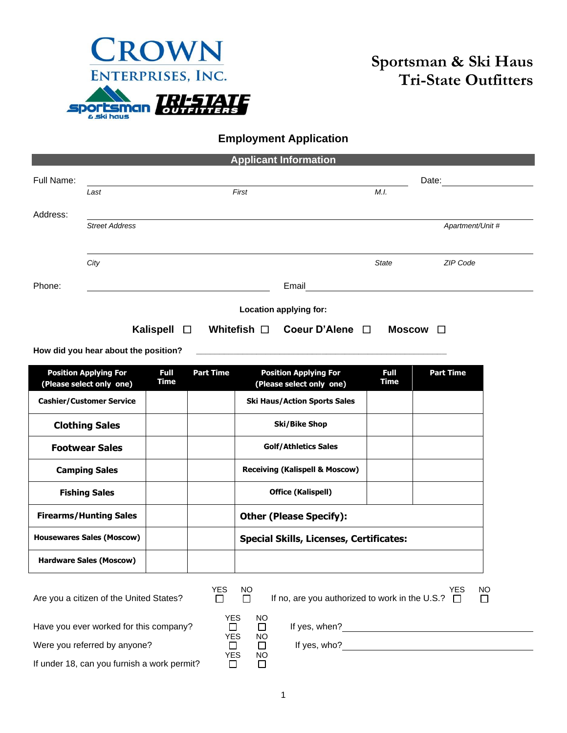CROWN ENTERPRISES, INC.

# Sportsman & Ski Haus
# Tri-State Outfitters

## Employment Application

### Applicant Information

Full Name: ______________________________________________ Date: ______________

*Last* *First* *M.I.*

Address: ______________________________________________

*Street Address* *Apartment/Unit #*

______________________________________________

*City* *State* *ZIP Code*

Phone: ______________________ Email ______________________

**Location applying for:**

**Kalispell** ☐ **Whitefish** ☐ **Coeur D'Alene** ☐ **Moscow** ☐

**How did you hear about the position?** ______________________________________________

| Position Applying For (Please select only one) | Full Time | Part Time | Position Applying For (Please select only one) | Full Time | Part Time |
|---|---|---|---|---|---|
| Cashier/Customer Service | | | Ski Haus/Action Sports Sales | | |
| Clothing Sales | | | Ski/Bike Shop | | |
| Footwear Sales | | | Golf/Athletics Sales | | |
| Camping Sales | | | Receiving (Kalispell & Moscow) | | |
| Fishing Sales | | | Office (Kalispell) | | |
| Firearms/Hunting Sales | | | Other (Please Specify): | | |
| Housewares Sales (Moscow) | | | Special Skills, Licenses, Certificates: | | |
| Hardware Sales (Moscow) | | | | | |

Are you a citizen of the United States? YES ☐ NO ☐ If no, are you authorized to work in the U.S.? YES ☐ NO ☐

Have you ever worked for this company? YES ☐ NO ☐ If yes, when? ______________________

Were you referred by anyone? YES ☐ NO ☐ If yes, who? ______________________

If under 18, can you furnish a work permit? YES ☐ NO ☐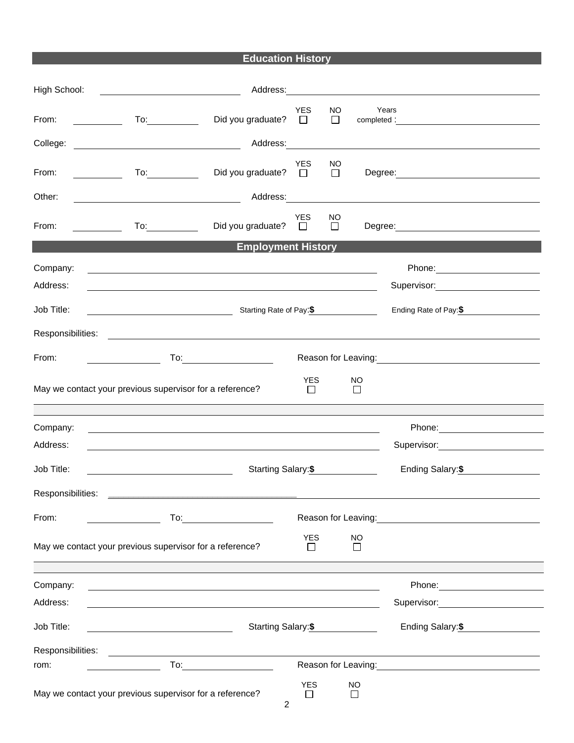## Education History

High School: ______________________ Address: ______________________

From: __________ To: __________ Did you graduate? YES ☐ NO ☐ Years completed : ______________________

College: ______________________ Address: ______________________

From: __________ To: __________ Did you graduate? YES ☐ NO ☐ Degree: ______________________

Other: ______________________ Address: ______________________

From: __________ To: __________ Did you graduate? YES ☐ NO ☐ Degree: ______________________

## Employment History

Company: ______________________ Phone: ______________________

Address: ______________________ Supervisor: ______________________

Job Title: ______________________ Starting Rate of Pay: **$** __________ Ending Rate of Pay: **$** __________

Responsibilities: ______________________

From: __________ To: __________ Reason for Leaving: ______________________

May we contact your previous supervisor for a reference? YES ☐ NO ☐

---

Company: ______________________ Phone: ______________________

Address: ______________________ Supervisor: ______________________

Job Title: ______________________ Starting Salary: **$** __________ Ending Salary: **$** __________

Responsibilities: ______________________

From: __________ To: __________ Reason for Leaving: ______________________

May we contact your previous supervisor for a reference? YES ☐ NO ☐

---

Company: ______________________ Phone: ______________________

Address: ______________________ Supervisor: ______________________

Job Title: ______________________ Starting Salary: **$** __________ Ending Salary: **$** __________

Responsibilities: ______________________

rom: __________ To: __________ Reason for Leaving: ______________________

May we contact your previous supervisor for a reference? YES ☐ NO ☐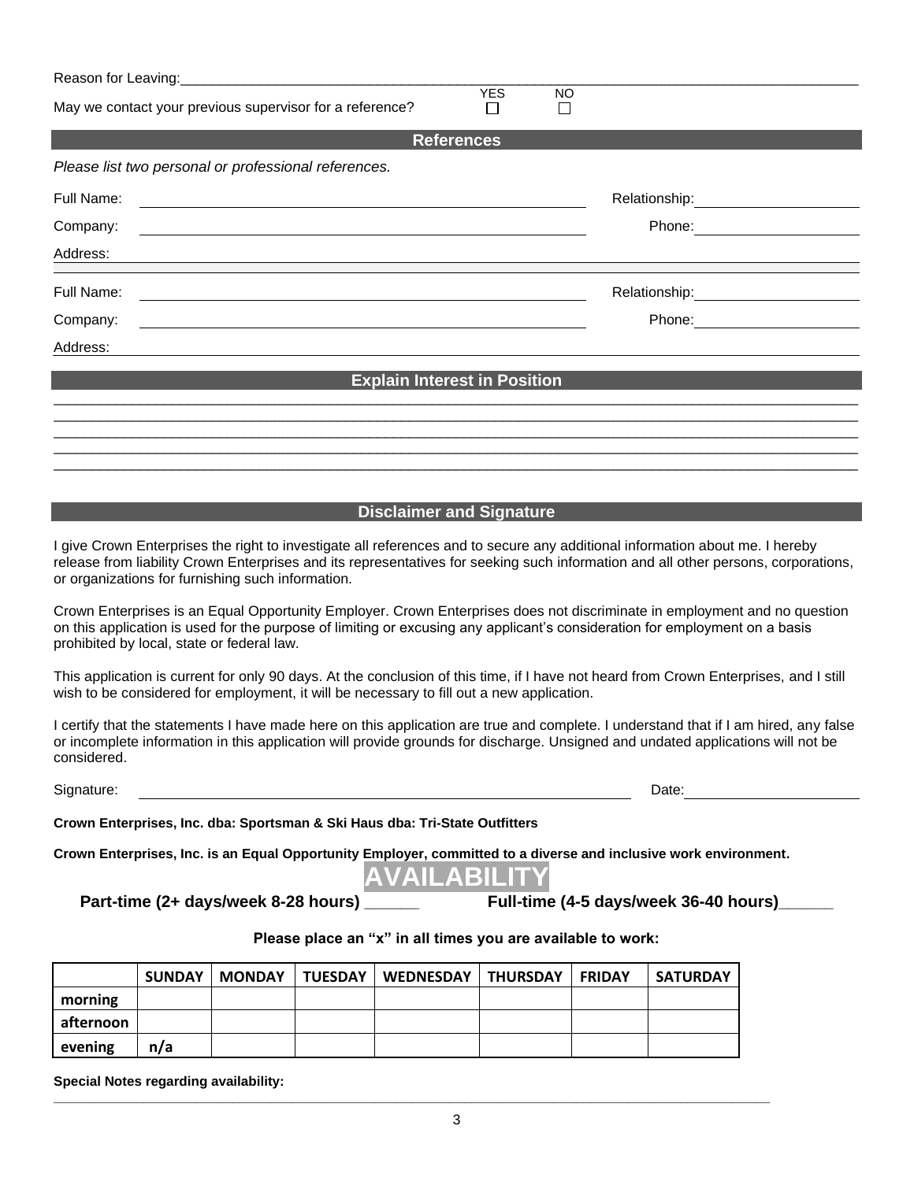Reason for Leaving:\_\_\_\_\_\_\_\_\_\_\_\_\_\_\_\_\_\_\_\_\_\_\_\_\_\_\_\_\_\_\_\_\_\_\_\_\_\_\_\_\_\_\_\_\_\_\_\_\_\_\_\_\_\_\_\_\_\_\_\_\_\_\_\_\_\_\_\_\_\_\_\_

May we contact your previous supervisor for a reference? YES ☐ NO ☐

## References

*Please list two personal or professional references.*

Full Name: \_\_\_\_\_\_\_\_\_\_\_\_\_\_\_\_\_\_\_\_\_\_\_\_\_\_\_\_\_\_\_\_\_\_\_\_\_\_\_\_ Relationship: \_\_\_\_\_\_\_\_\_\_\_\_\_\_\_\_\_\_\_\_

Company: \_\_\_\_\_\_\_\_\_\_\_\_\_\_\_\_\_\_\_\_\_\_\_\_\_\_\_\_\_\_\_\_\_\_\_\_\_\_\_\_ Phone: \_\_\_\_\_\_\_\_\_\_\_\_\_\_\_\_\_\_\_\_

Address: \_\_\_\_\_\_\_\_\_\_\_\_\_\_\_\_\_\_\_\_\_\_\_\_\_\_\_\_\_\_\_\_\_\_\_\_\_\_\_\_\_\_\_\_\_\_\_\_\_\_\_\_\_\_\_\_\_\_\_\_\_\_\_\_\_\_\_\_\_\_\_\_

Full Name: \_\_\_\_\_\_\_\_\_\_\_\_\_\_\_\_\_\_\_\_\_\_\_\_\_\_\_\_\_\_\_\_\_\_\_\_\_\_\_\_ Relationship: \_\_\_\_\_\_\_\_\_\_\_\_\_\_\_\_\_\_\_\_

Company: \_\_\_\_\_\_\_\_\_\_\_\_\_\_\_\_\_\_\_\_\_\_\_\_\_\_\_\_\_\_\_\_\_\_\_\_\_\_\_\_ Phone: \_\_\_\_\_\_\_\_\_\_\_\_\_\_\_\_\_\_\_\_

Address: \_\_\_\_\_\_\_\_\_\_\_\_\_\_\_\_\_\_\_\_\_\_\_\_\_\_\_\_\_\_\_\_\_\_\_\_\_\_\_\_\_\_\_\_\_\_\_\_\_\_\_\_\_\_\_\_\_\_\_\_\_\_\_\_\_\_\_\_\_\_\_\_

## Explain Interest in Position

\_\_\_\_\_\_\_\_\_\_\_\_\_\_\_\_\_\_\_\_\_\_\_\_\_\_\_\_\_\_\_\_\_\_\_\_\_\_\_\_\_\_\_\_\_\_\_\_\_\_\_\_\_\_\_\_\_\_\_\_\_\_\_\_\_\_\_\_\_\_\_\_\_\_\_\_\_\_\_\_\_\_\_\_\_\_\_\_\_

\_\_\_\_\_\_\_\_\_\_\_\_\_\_\_\_\_\_\_\_\_\_\_\_\_\_\_\_\_\_\_\_\_\_\_\_\_\_\_\_\_\_\_\_\_\_\_\_\_\_\_\_\_\_\_\_\_\_\_\_\_\_\_\_\_\_\_\_\_\_\_\_\_\_\_\_\_\_\_\_\_\_\_\_\_\_\_\_\_

\_\_\_\_\_\_\_\_\_\_\_\_\_\_\_\_\_\_\_\_\_\_\_\_\_\_\_\_\_\_\_\_\_\_\_\_\_\_\_\_\_\_\_\_\_\_\_\_\_\_\_\_\_\_\_\_\_\_\_\_\_\_\_\_\_\_\_\_\_\_\_\_\_\_\_\_\_\_\_\_\_\_\_\_\_\_\_\_\_

\_\_\_\_\_\_\_\_\_\_\_\_\_\_\_\_\_\_\_\_\_\_\_\_\_\_\_\_\_\_\_\_\_\_\_\_\_\_\_\_\_\_\_\_\_\_\_\_\_\_\_\_\_\_\_\_\_\_\_\_\_\_\_\_\_\_\_\_\_\_\_\_\_\_\_\_\_\_\_\_\_\_\_\_\_\_\_\_\_

\_\_\_\_\_\_\_\_\_\_\_\_\_\_\_\_\_\_\_\_\_\_\_\_\_\_\_\_\_\_\_\_\_\_\_\_\_\_\_\_\_\_\_\_\_\_\_\_\_\_\_\_\_\_\_\_\_\_\_\_\_\_\_\_\_\_\_\_\_\_\_\_\_\_\_\_\_\_\_\_\_\_\_\_\_\_\_\_\_

## Disclaimer and Signature

I give Crown Enterprises the right to investigate all references and to secure any additional information about me. I hereby release from liability Crown Enterprises and its representatives for seeking such information and all other persons, corporations, or organizations for furnishing such information.

Crown Enterprises is an Equal Opportunity Employer. Crown Enterprises does not discriminate in employment and no question on this application is used for the purpose of limiting or excusing any applicant's consideration for employment on a basis prohibited by local, state or federal law.

This application is current for only 90 days. At the conclusion of this time, if I have not heard from Crown Enterprises, and I still wish to be considered for employment, it will be necessary to fill out a new application.

I certify that the statements I have made here on this application are true and complete. I understand that if I am hired, any false or incomplete information in this application will provide grounds for discharge. Unsigned and undated applications will not be considered.

Signature: \_\_\_\_\_\_\_\_\_\_\_\_\_\_\_\_\_\_\_\_\_\_\_\_\_\_\_\_\_\_\_\_\_\_\_\_\_\_\_\_\_\_\_\_\_\_\_\_ Date: \_\_\_\_\_\_\_\_\_\_\_\_\_\_\_\_\_\_\_\_

**Crown Enterprises, Inc. dba: Sportsman & Ski Haus dba: Tri-State Outfitters**

**Crown Enterprises, Inc. is an Equal Opportunity Employer, committed to a diverse and inclusive work environment.**

## AVAILABILITY

**Part-time (2+ days/week 8-28 hours) \_\_\_\_\_\_** **Full-time (4-5 days/week 36-40 hours)\_\_\_\_\_\_**

**Please place an "x" in all times you are available to work:**

| | SUNDAY | MONDAY | TUESDAY | WEDNESDAY | THURSDAY | FRIDAY | SATURDAY |
|---|---|---|---|---|---|---|---|
| morning | | | | | | | |
| afternoon | | | | | | | |
| evening | n/a | | | | | | |

**Special Notes regarding availability:**

\_\_\_\_\_\_\_\_\_\_\_\_\_\_\_\_\_\_\_\_\_\_\_\_\_\_\_\_\_\_\_\_\_\_\_\_\_\_\_\_\_\_\_\_\_\_\_\_\_\_\_\_\_\_\_\_\_\_\_\_\_\_\_\_\_\_\_\_\_\_\_\_\_\_\_\_\_\_\_\_\_\_\_\_\_\_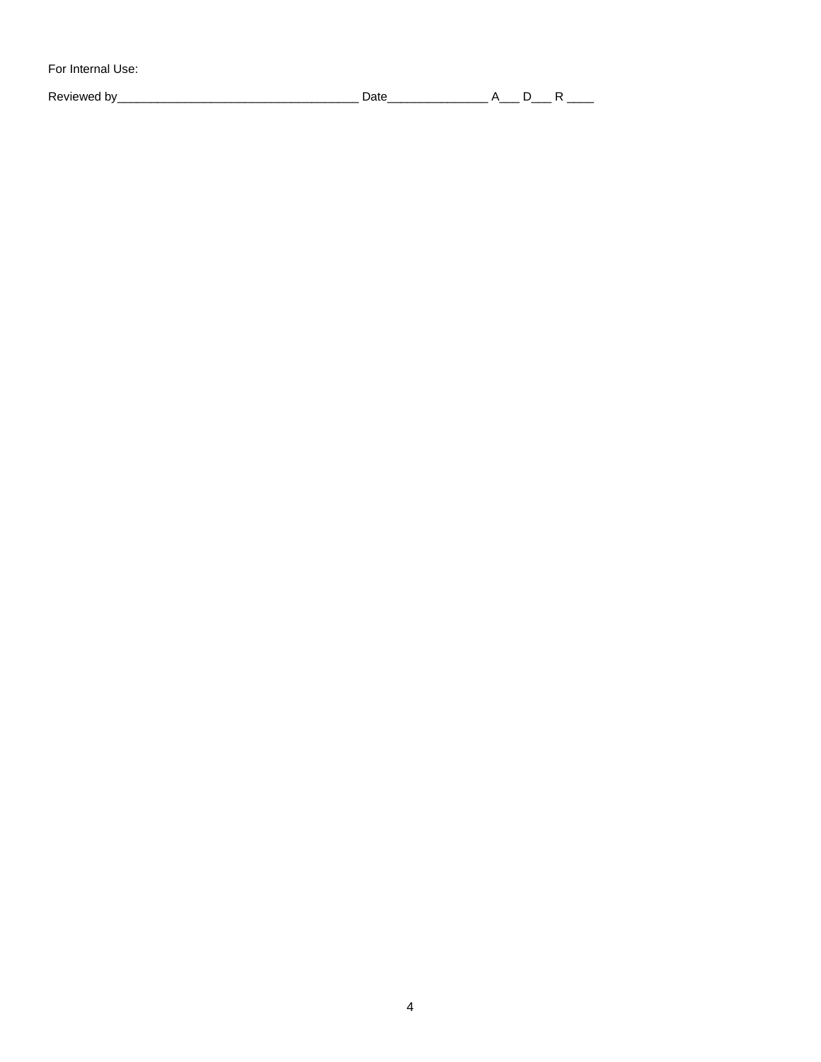For Internal Use:

Reviewed by____________________________________ Date_______________ A___ D___ R ____